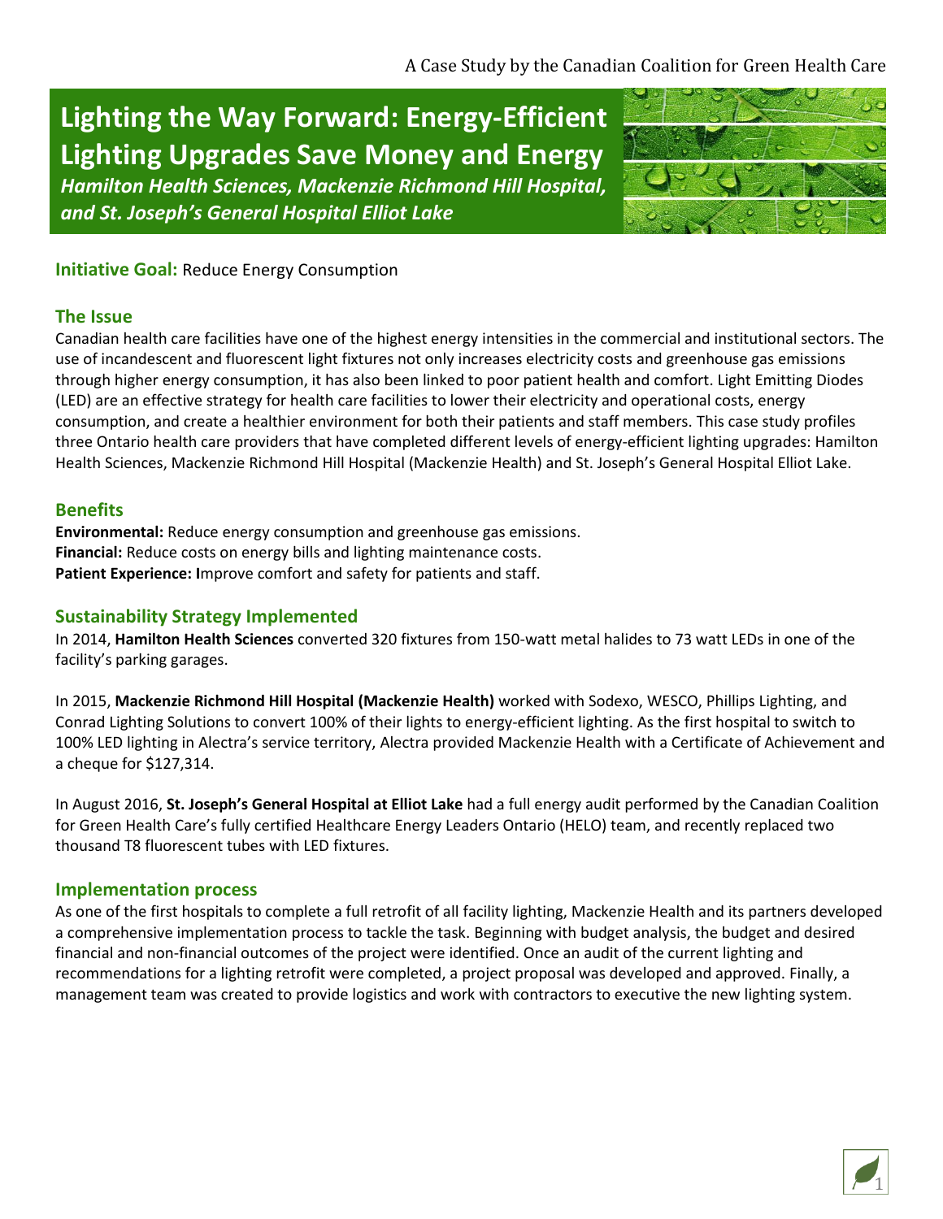A Case Study by the Canadian Coalition for Green Health Care

# Lighting the Way Forward: Energy-Efficient Lighting Upgrades Save Money and Energy

***Hamilton Health Sciences, Mackenzie Richmond Hill Hospital, and St. Joseph's General Hospital Elliot Lake***

**Initiative Goal:** Reduce Energy Consumption

## The Issue

Canadian health care facilities have one of the highest energy intensities in the commercial and institutional sectors. The use of incandescent and fluorescent light fixtures not only increases electricity costs and greenhouse gas emissions through higher energy consumption, it has also been linked to poor patient health and comfort. Light Emitting Diodes (LED) are an effective strategy for health care facilities to lower their electricity and operational costs, energy consumption, and create a healthier environment for both their patients and staff members. This case study profiles three Ontario health care providers that have completed different levels of energy-efficient lighting upgrades: Hamilton Health Sciences, Mackenzie Richmond Hill Hospital (Mackenzie Health) and St. Joseph's General Hospital Elliot Lake.

## Benefits

**Environmental:** Reduce energy consumption and greenhouse gas emissions.
**Financial:** Reduce costs on energy bills and lighting maintenance costs.
**Patient Experience: I**mprove comfort and safety for patients and staff.

## Sustainability Strategy Implemented

In 2014, **Hamilton Health Sciences** converted 320 fixtures from 150-watt metal halides to 73 watt LEDs in one of the facility's parking garages.

In 2015, **Mackenzie Richmond Hill Hospital (Mackenzie Health)** worked with Sodexo, WESCO, Phillips Lighting, and Conrad Lighting Solutions to convert 100% of their lights to energy-efficient lighting. As the first hospital to switch to 100% LED lighting in Alectra's service territory, Alectra provided Mackenzie Health with a Certificate of Achievement and a cheque for $127,314.

In August 2016, **St. Joseph's General Hospital at Elliot Lake** had a full energy audit performed by the Canadian Coalition for Green Health Care's fully certified Healthcare Energy Leaders Ontario (HELO) team, and recently replaced two thousand T8 fluorescent tubes with LED fixtures.

## Implementation process

As one of the first hospitals to complete a full retrofit of all facility lighting, Mackenzie Health and its partners developed a comprehensive implementation process to tackle the task. Beginning with budget analysis, the budget and desired financial and non-financial outcomes of the project were identified. Once an audit of the current lighting and recommendations for a lighting retrofit were completed, a project proposal was developed and approved. Finally, a management team was created to provide logistics and work with contractors to executive the new lighting system.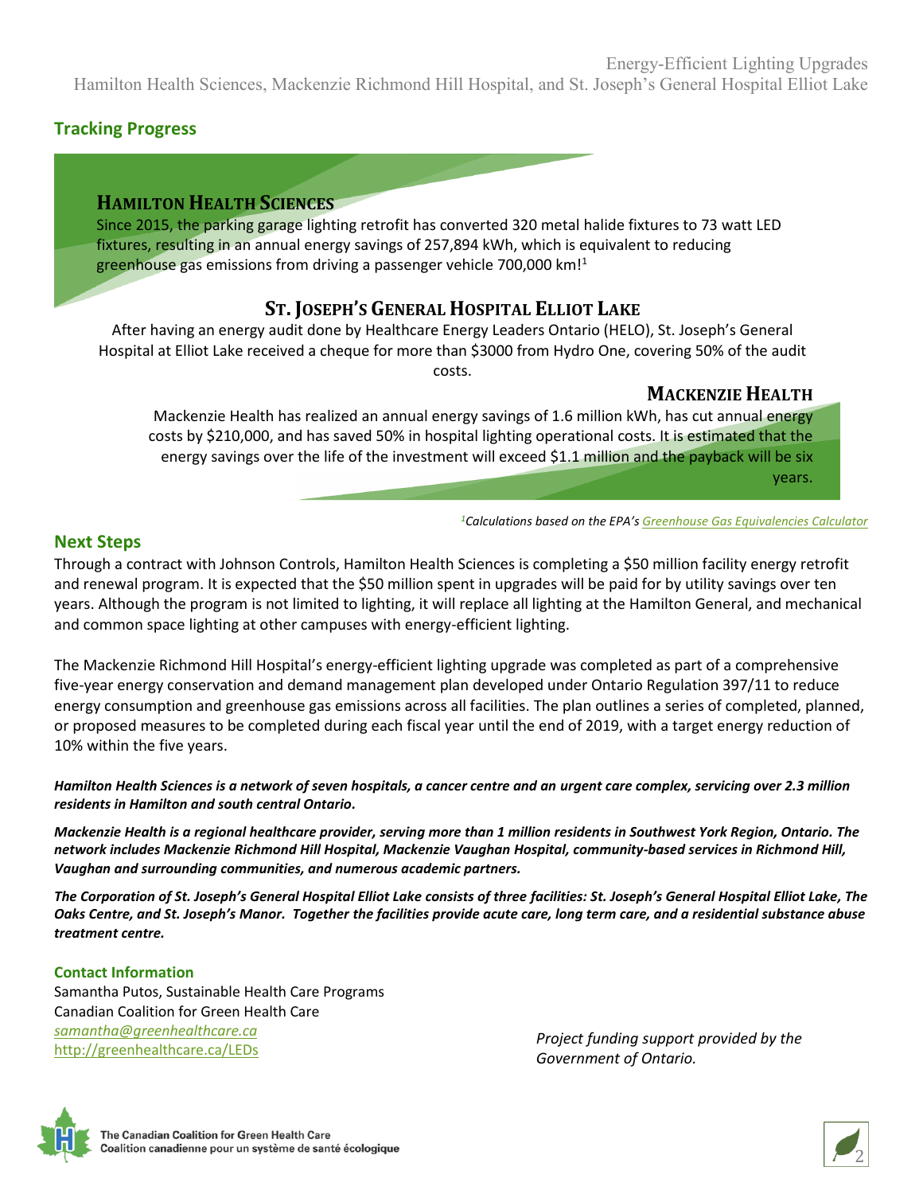## Tracking Progress

### Hamilton Health Sciences

Since 2015, the parking garage lighting retrofit has converted 320 metal halide fixtures to 73 watt LED fixtures, resulting in an annual energy savings of 257,894 kWh, which is equivalent to reducing greenhouse gas emissions from driving a passenger vehicle 700,000 km![1]

### St. Joseph's General Hospital Elliot Lake

After having an energy audit done by Healthcare Energy Leaders Ontario (HELO), St. Joseph's General Hospital at Elliot Lake received a cheque for more than $3000 from Hydro One, covering 50% of the audit costs.

### Mackenzie Health

Mackenzie Health has realized an annual energy savings of 1.6 million kWh, has cut annual energy costs by $210,000, and has saved 50% in hospital lighting operational costs. It is estimated that the energy savings over the life of the investment will exceed $1.1 million and the payback will be six years.

*[1]Calculations based on the EPA's Greenhouse Gas Equivalencies Calculator*

## Next Steps

Through a contract with Johnson Controls, Hamilton Health Sciences is completing a $50 million facility energy retrofit and renewal program. It is expected that the $50 million spent in upgrades will be paid for by utility savings over ten years. Although the program is not limited to lighting, it will replace all lighting at the Hamilton General, and mechanical and common space lighting at other campuses with energy-efficient lighting.

The Mackenzie Richmond Hill Hospital's energy-efficient lighting upgrade was completed as part of a comprehensive five-year energy conservation and demand management plan developed under Ontario Regulation 397/11 to reduce energy consumption and greenhouse gas emissions across all facilities. The plan outlines a series of completed, planned, or proposed measures to be completed during each fiscal year until the end of 2019, with a target energy reduction of 10% within the five years.

***Hamilton Health Sciences is a network of seven hospitals, a cancer centre and an urgent care complex, servicing over 2.3 million residents in Hamilton and south central Ontario.***

***Mackenzie Health is a regional healthcare provider, serving more than 1 million residents in Southwest York Region, Ontario. The network includes Mackenzie Richmond Hill Hospital, Mackenzie Vaughan Hospital, community-based services in Richmond Hill, Vaughan and surrounding communities, and numerous academic partners.***

***The Corporation of St. Joseph's General Hospital Elliot Lake consists of three facilities: St. Joseph's General Hospital Elliot Lake, The Oaks Centre, and St. Joseph's Manor. Together the facilities provide acute care, long term care, and a residential substance abuse treatment centre.***

### Contact Information

Samantha Putos, Sustainable Health Care Programs
Canadian Coalition for Green Health Care
*samantha@greenhealthcare.ca*
http://greenhealthcare.ca/LEDs

*Project funding support provided by the Government of Ontario.*

The Canadian Coalition for Green Health Care
Coalition canadienne pour un système de santé écologique